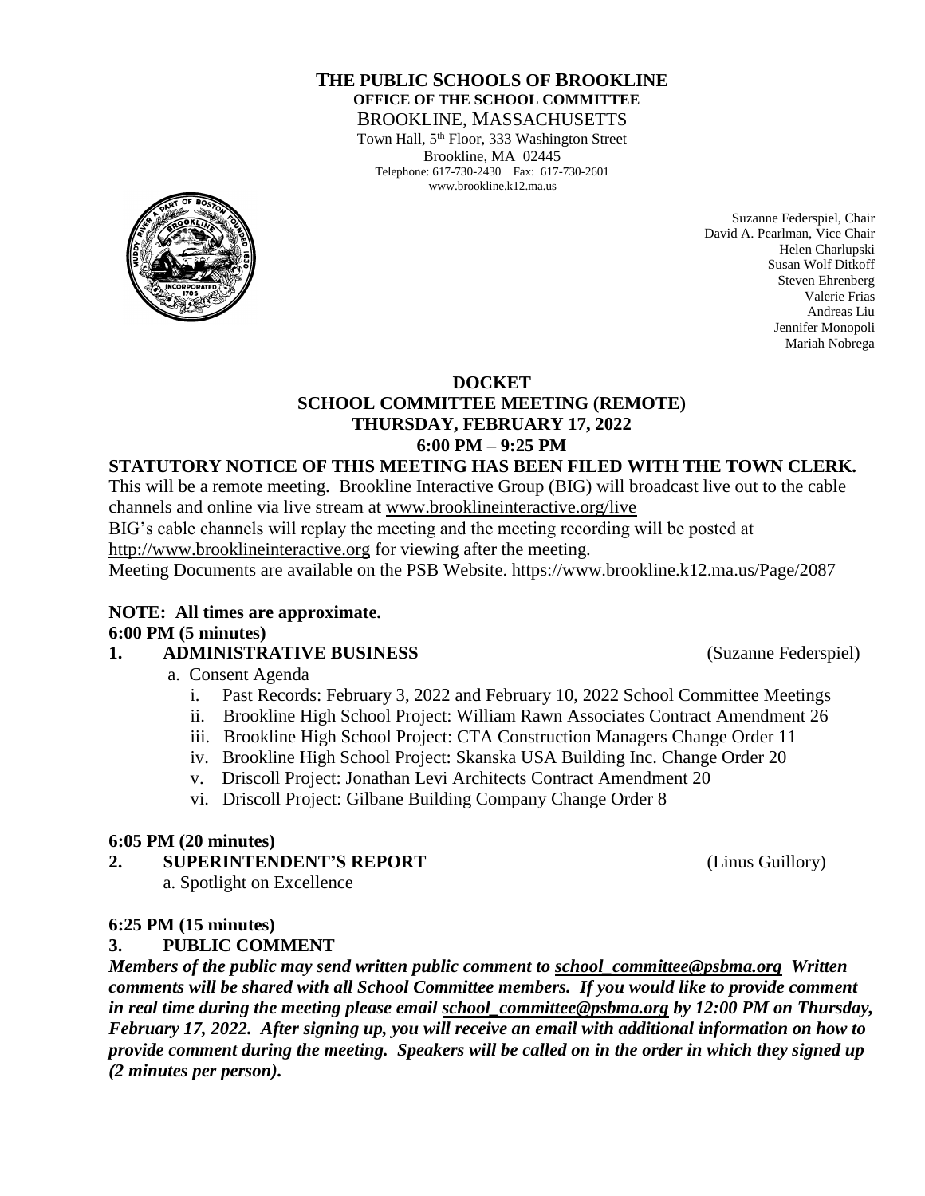**THE PUBLIC SCHOOLS OF BROOKLINE**
**OFFICE OF THE SCHOOL COMMITTEE**
BROOKLINE, MASSACHUSETTS
Town Hall, 5th Floor, 333 Washington Street
Brookline, MA 02445
Telephone: 617-730-2430 Fax: 617-730-2601
www.brookline.k12.ma.us

Suzanne Federspiel, Chair
David A. Pearlman, Vice Chair
Helen Charlupski
Susan Wolf Ditkoff
Steven Ehrenberg
Valerie Frias
Andreas Liu
Jennifer Monopoli
Mariah Nobrega

# DOCKET
## SCHOOL COMMITTEE MEETING (REMOTE)
## THURSDAY, FEBRUARY 17, 2022
## 6:00 PM – 9:25 PM

**STATUTORY NOTICE OF THIS MEETING HAS BEEN FILED WITH THE TOWN CLERK.**

This will be a remote meeting. Brookline Interactive Group (BIG) will broadcast live out to the cable channels and online via live stream at www.brooklineinteractive.org/live

BIG's cable channels will replay the meeting and the meeting recording will be posted at http://www.brooklineinteractive.org for viewing after the meeting.

Meeting Documents are available on the PSB Website. https://www.brookline.k12.ma.us/Page/2087

**NOTE: All times are approximate.**

**6:00 PM (5 minutes)**

**1. ADMINISTRATIVE BUSINESS** (Suzanne Federspiel)

a. Consent Agenda
   i. Past Records: February 3, 2022 and February 10, 2022 School Committee Meetings
   ii. Brookline High School Project: William Rawn Associates Contract Amendment 26
   iii. Brookline High School Project: CTA Construction Managers Change Order 11
   iv. Brookline High School Project: Skanska USA Building Inc. Change Order 20
   v. Driscoll Project: Jonathan Levi Architects Contract Amendment 20
   vi. Driscoll Project: Gilbane Building Company Change Order 8

**6:05 PM (20 minutes)**

**2. SUPERINTENDENT'S REPORT** (Linus Guillory)

a. Spotlight on Excellence

**6:25 PM (15 minutes)**

**3. PUBLIC COMMENT**

***Members of the public may send written public comment to school_committee@psbma.org Written comments will be shared with all School Committee members. If you would like to provide comment in real time during the meeting please email school_committee@psbma.org by 12:00 PM on Thursday, February 17, 2022. After signing up, you will receive an email with additional information on how to provide comment during the meeting. Speakers will be called on in the order in which they signed up (2 minutes per person).***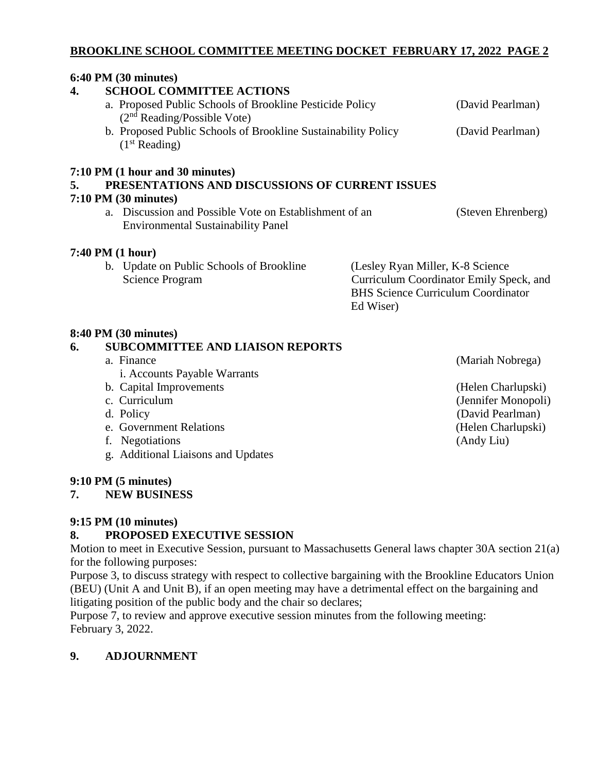**6:40 PM (30 minutes)**

## 4. SCHOOL COMMITTEE ACTIONS

a. Proposed Public Schools of Brookline Pesticide Policy (2nd Reading/Possible Vote) (David Pearlman)

b. Proposed Public Schools of Brookline Sustainability Policy (1st Reading) (David Pearlman)

**7:10 PM (1 hour and 30 minutes)**

## 5. PRESENTATIONS AND DISCUSSIONS OF CURRENT ISSUES

**7:10 PM (30 minutes)**

a. Discussion and Possible Vote on Establishment of an Environmental Sustainability Panel (Steven Ehrenberg)

**7:40 PM (1 hour)**

b. Update on Public Schools of Brookline Science Program (Lesley Ryan Miller, K-8 Science Curriculum Coordinator Emily Speck, and BHS Science Curriculum Coordinator Ed Wiser)

**8:40 PM (30 minutes)**

## 6. SUBCOMMITTEE AND LIAISON REPORTS

a. Finance (Mariah Nobrega)
   i. Accounts Payable Warrants

b. Capital Improvements (Helen Charlupski)

c. Curriculum (Jennifer Monopoli)

d. Policy (David Pearlman)

e. Government Relations (Helen Charlupski)

f. Negotiations (Andy Liu)

g. Additional Liaisons and Updates

**9:10 PM (5 minutes)**

## 7. NEW BUSINESS

**9:15 PM (10 minutes)**

## 8. PROPOSED EXECUTIVE SESSION

Motion to meet in Executive Session, pursuant to Massachusetts General laws chapter 30A section 21(a) for the following purposes:

Purpose 3, to discuss strategy with respect to collective bargaining with the Brookline Educators Union (BEU) (Unit A and Unit B), if an open meeting may have a detrimental effect on the bargaining and litigating position of the public body and the chair so declares;

Purpose 7, to review and approve executive session minutes from the following meeting: February 3, 2022.

## 9. ADJOURNMENT